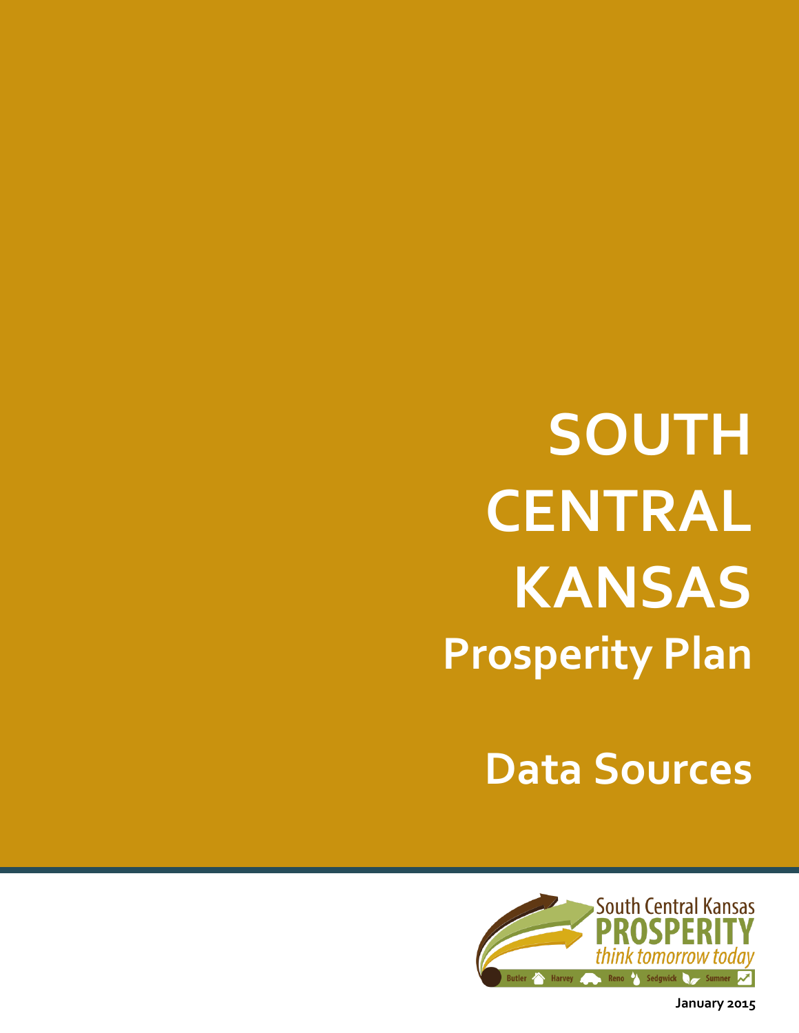# SOUTH CENTRAL KANSAS

## Prosperity Plan

## Data Sources

South Central Kansas PROSPERITY think tomorrow today

Butler Harvey Reno Sedgwick Sumner

January 2015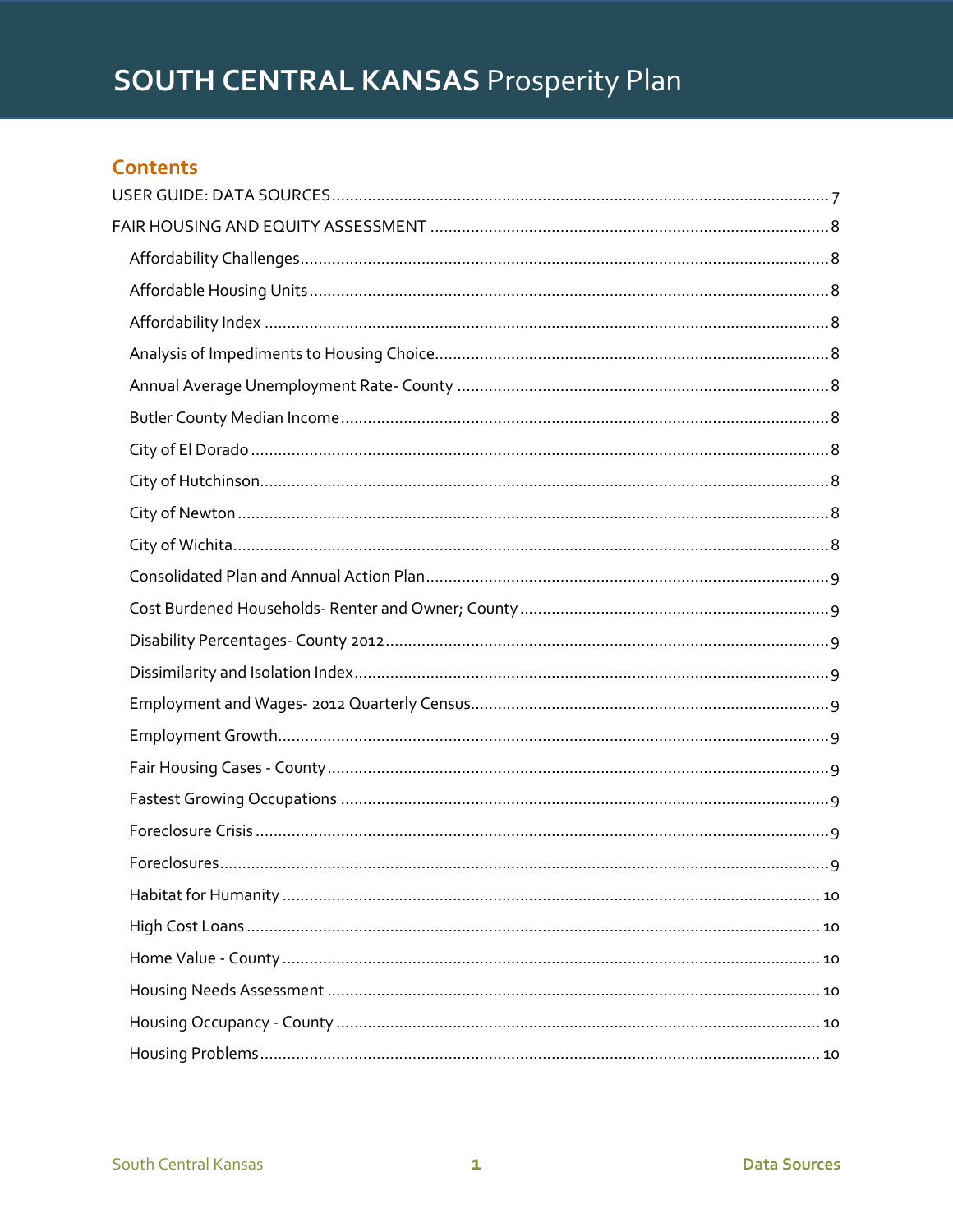# SOUTH CENTRAL KANSAS Prosperity Plan

## Contents

USER GUIDE: DATA SOURCES ..... 7

FAIR HOUSING AND EQUITY ASSESSMENT ..... 8

- Affordability Challenges ..... 8
- Affordable Housing Units ..... 8
- Affordability Index ..... 8
- Analysis of Impediments to Housing Choice ..... 8
- Annual Average Unemployment Rate- County ..... 8
- Butler County Median Income ..... 8
- City of El Dorado ..... 8
- City of Hutchinson ..... 8
- City of Newton ..... 8
- City of Wichita ..... 8
- Consolidated Plan and Annual Action Plan ..... 9
- Cost Burdened Households- Renter and Owner; County ..... 9
- Disability Percentages- County 2012 ..... 9
- Dissimilarity and Isolation Index ..... 9
- Employment and Wages- 2012 Quarterly Census ..... 9
- Employment Growth ..... 9
- Fair Housing Cases - County ..... 9
- Fastest Growing Occupations ..... 9
- Foreclosure Crisis ..... 9
- Foreclosures ..... 9
- Habitat for Humanity ..... 10
- High Cost Loans ..... 10
- Home Value - County ..... 10
- Housing Needs Assessment ..... 10
- Housing Occupancy - County ..... 10
- Housing Problems ..... 10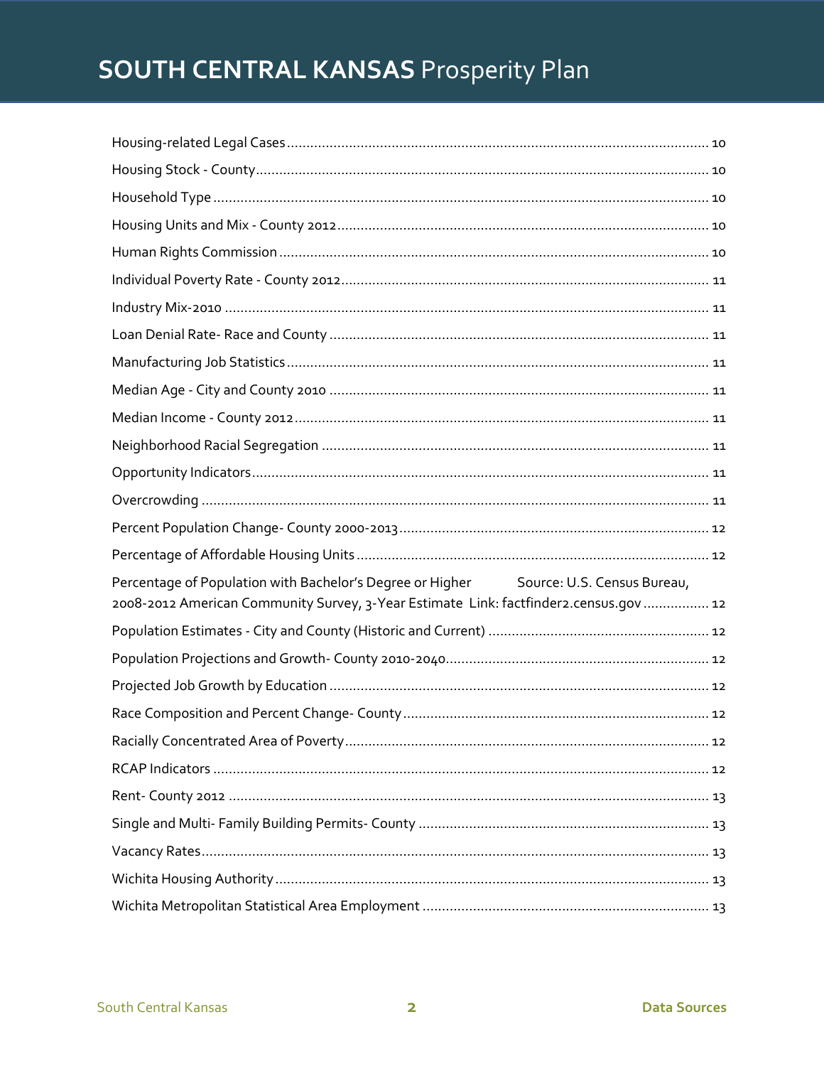Housing-related Legal Cases ........................................................................................................ 10

Housing Stock - County ................................................................................................................ 10

Household Type ........................................................................................................................... 10

Housing Units and Mix - County 2012 ......................................................................................... 10

Human Rights Commission .......................................................................................................... 10

Individual Poverty Rate - County 2012 ........................................................................................ 11

Industry Mix-2010 ....................................................................................................................... 11

Loan Denial Rate- Race and County ............................................................................................ 11

Manufacturing Job Statistics ........................................................................................................ 11

Median Age - City and County 2010 ............................................................................................ 11

Median Income - County 2012 ..................................................................................................... 11

Neighborhood Racial Segregation ............................................................................................... 11

Opportunity Indicators ................................................................................................................. 11

Overcrowding .............................................................................................................................. 11

Percent Population Change- County 2000-2013 ......................................................................... 12

Percentage of Affordable Housing Units ..................................................................................... 12

Percentage of Population with Bachelor's Degree or Higher Source: U.S. Census Bureau, 2008-2012 American Community Survey, 3-Year Estimate Link: factfinder2.census.gov ................. 12

Population Estimates - City and County (Historic and Current) .................................................. 12

Population Projections and Growth- County 2010-2040 ............................................................. 12

Projected Job Growth by Education ............................................................................................. 12

Race Composition and Percent Change- County ......................................................................... 12

Racially Concentrated Area of Poverty ........................................................................................ 12

RCAP Indicators ........................................................................................................................... 12

Rent- County 2012 ....................................................................................................................... 13

Single and Multi- Family Building Permits- County ..................................................................... 13

Vacancy Rates .............................................................................................................................. 13

Wichita Housing Authority ........................................................................................................... 13

Wichita Metropolitan Statistical Area Employment .................................................................... 13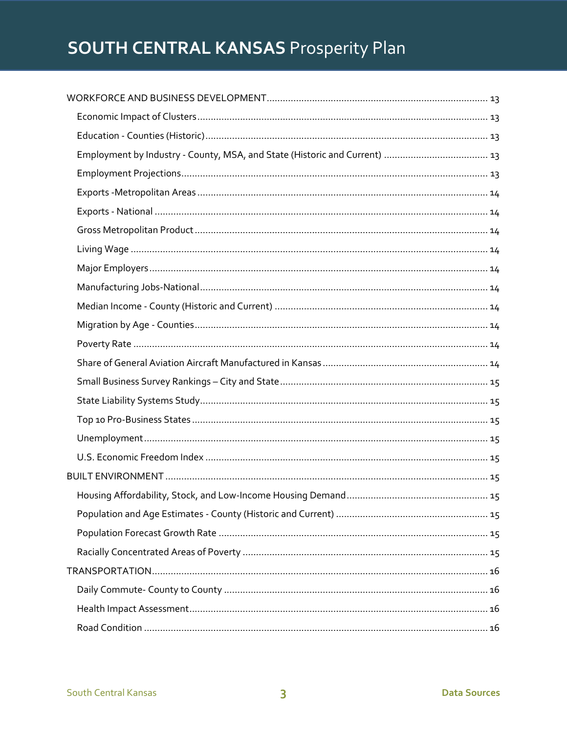WORKFORCE AND BUSINESS DEVELOPMENT .................................................................................. 13

- Economic Impact of Clusters ........................................................................................... 13
- Education - Counties (Historic) ......................................................................................... 13
- Employment by Industry - County, MSA, and State (Historic and Current) ....................................... 13
- Employment Projections ................................................................................................. 13
- Exports -Metropolitan Areas ............................................................................................ 14
- Exports - National ......................................................................................................... 14
- Gross Metropolitan Product ............................................................................................. 14
- Living Wage ................................................................................................................. 14
- Major Employers ............................................................................................................ 14
- Manufacturing Jobs-National ........................................................................................... 14
- Median Income - County (Historic and Current) ................................................................ 14
- Migration by Age - Counties ............................................................................................ 14
- Poverty Rate ................................................................................................................. 14
- Share of General Aviation Aircraft Manufactured in Kansas ............................................... 14
- Small Business Survey Rankings – City and State ............................................................. 15
- State Liability Systems Study ........................................................................................... 15
- Top 10 Pro-Business States ............................................................................................. 15
- Unemployment ............................................................................................................. 15
- U.S. Economic Freedom Index ......................................................................................... 15

BUILT ENVIRONMENT ........................................................................................................ 15

- Housing Affordability, Stock, and Low-Income Housing Demand .......................................... 15
- Population and Age Estimates - County (Historic and Current) ........................................... 15
- Population Forecast Growth Rate .................................................................................... 15
- Racially Concentrated Areas of Poverty ........................................................................... 15

TRANSPORTATION ............................................................................................................ 16

- Daily Commute- County to County .................................................................................. 16
- Health Impact Assessment .............................................................................................. 16
- Road Condition ............................................................................................................. 16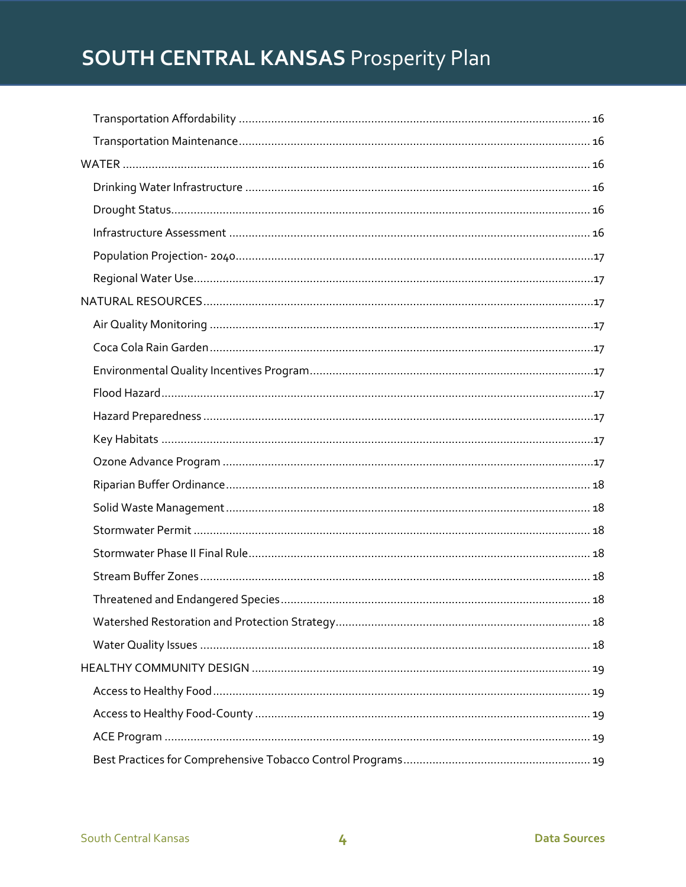- Transportation Affordability ..... 16
- Transportation Maintenance ..... 16

WATER ..... 16

- Drinking Water Infrastructure ..... 16
- Drought Status ..... 16
- Infrastructure Assessment ..... 16
- Population Projection- 2040 ..... 17
- Regional Water Use ..... 17

NATURAL RESOURCES ..... 17

- Air Quality Monitoring ..... 17
- Coca Cola Rain Garden ..... 17
- Environmental Quality Incentives Program ..... 17
- Flood Hazard ..... 17
- Hazard Preparedness ..... 17
- Key Habitats ..... 17
- Ozone Advance Program ..... 17
- Riparian Buffer Ordinance ..... 18
- Solid Waste Management ..... 18
- Stormwater Permit ..... 18
- Stormwater Phase II Final Rule ..... 18
- Stream Buffer Zones ..... 18
- Threatened and Endangered Species ..... 18
- Watershed Restoration and Protection Strategy ..... 18
- Water Quality Issues ..... 18

HEALTHY COMMUNITY DESIGN ..... 19

- Access to Healthy Food ..... 19
- Access to Healthy Food-County ..... 19
- ACE Program ..... 19
- Best Practices for Comprehensive Tobacco Control Programs ..... 19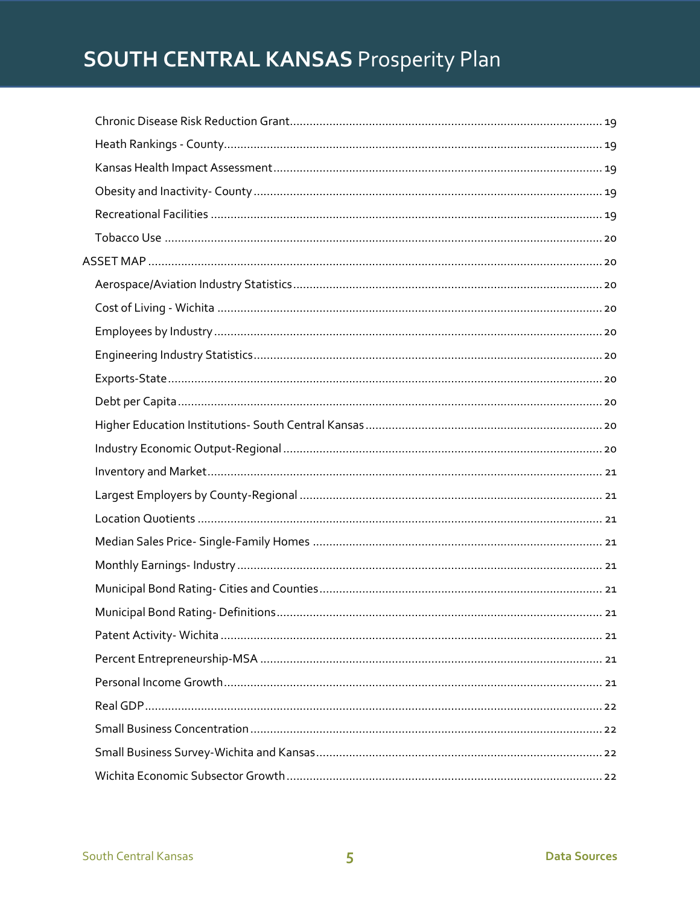Chronic Disease Risk Reduction Grant .......... 19

Heath Rankings - County .......... 19

Kansas Health Impact Assessment .......... 19

Obesity and Inactivity- County .......... 19

Recreational Facilities .......... 19

Tobacco Use .......... 20

ASSET MAP .......... 20

Aerospace/Aviation Industry Statistics .......... 20

Cost of Living - Wichita .......... 20

Employees by Industry .......... 20

Engineering Industry Statistics .......... 20

Exports-State .......... 20

Debt per Capita .......... 20

Higher Education Institutions- South Central Kansas .......... 20

Industry Economic Output-Regional .......... 20

Inventory and Market .......... 21

Largest Employers by County-Regional .......... 21

Location Quotients .......... 21

Median Sales Price- Single-Family Homes .......... 21

Monthly Earnings- Industry .......... 21

Municipal Bond Rating- Cities and Counties .......... 21

Municipal Bond Rating- Definitions .......... 21

Patent Activity- Wichita .......... 21

Percent Entrepreneurship-MSA .......... 21

Personal Income Growth .......... 21

Real GDP .......... 22

Small Business Concentration .......... 22

Small Business Survey-Wichita and Kansas .......... 22

Wichita Economic Subsector Growth .......... 22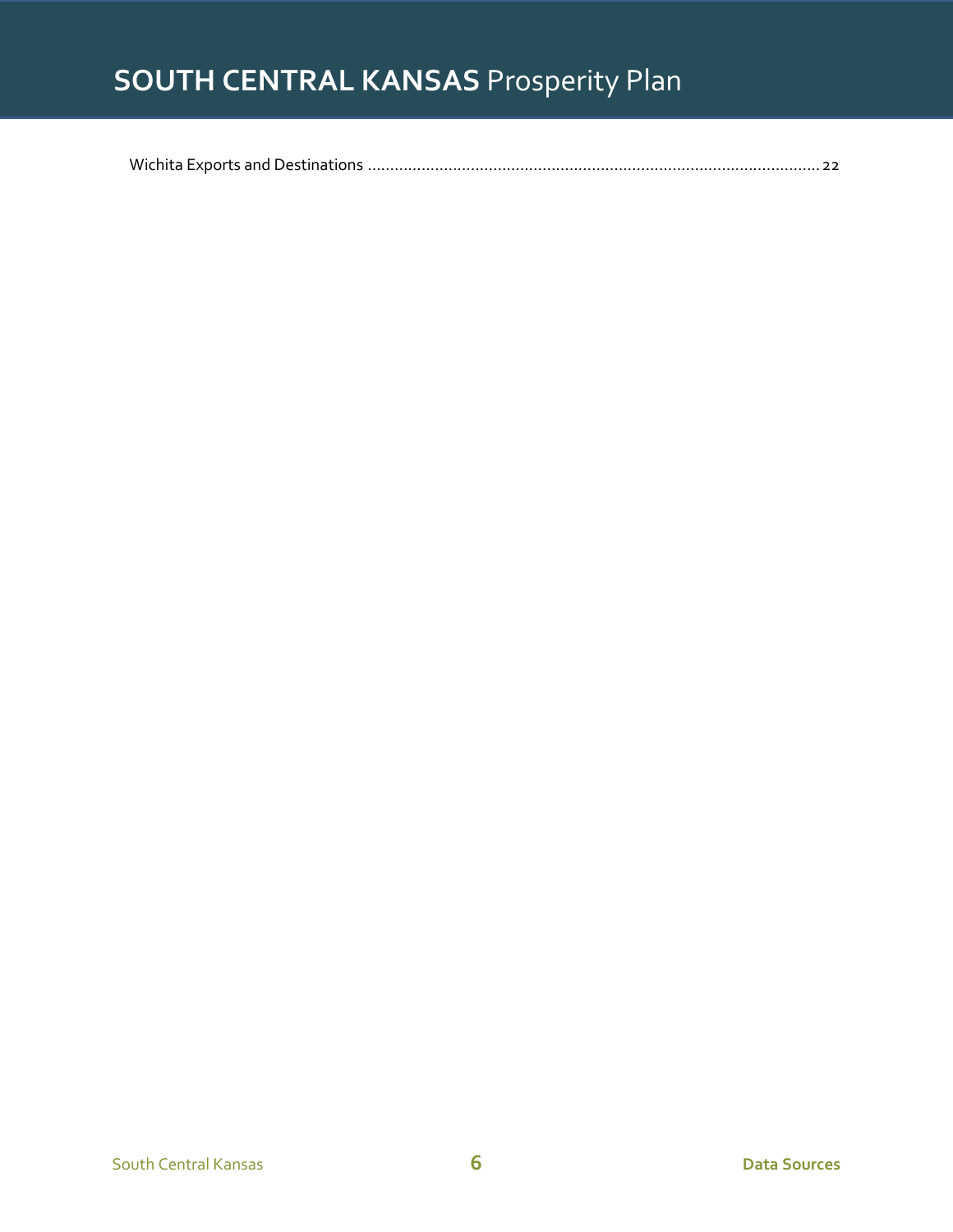Wichita Exports and Destinations ........................................................................................................ 22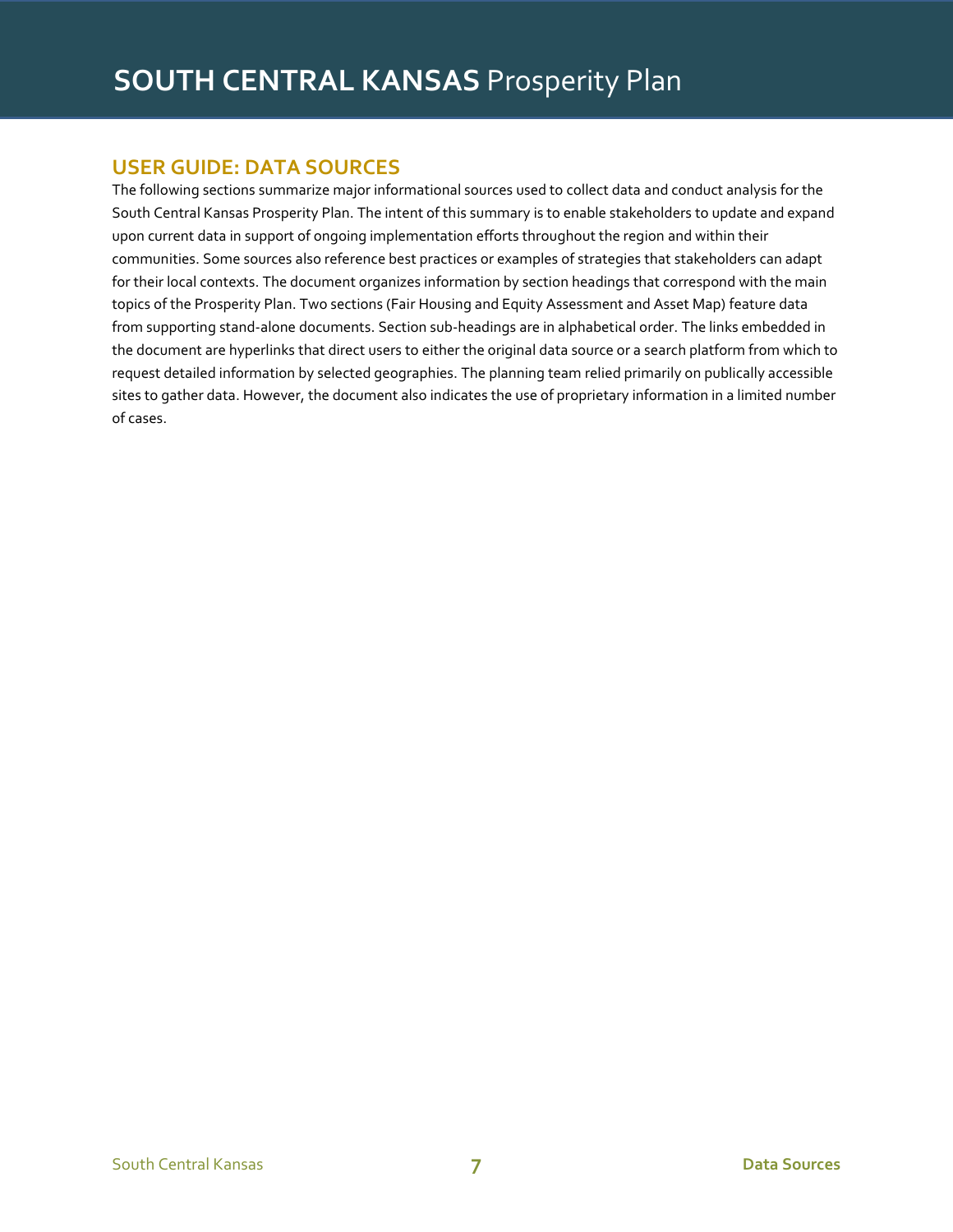## USER GUIDE: DATA SOURCES

The following sections summarize major informational sources used to collect data and conduct analysis for the South Central Kansas Prosperity Plan. The intent of this summary is to enable stakeholders to update and expand upon current data in support of ongoing implementation efforts throughout the region and within their communities. Some sources also reference best practices or examples of strategies that stakeholders can adapt for their local contexts. The document organizes information by section headings that correspond with the main topics of the Prosperity Plan. Two sections (Fair Housing and Equity Assessment and Asset Map) feature data from supporting stand-alone documents. Section sub-headings are in alphabetical order. The links embedded in the document are hyperlinks that direct users to either the original data source or a search platform from which to request detailed information by selected geographies. The planning team relied primarily on publically accessible sites to gather data. However, the document also indicates the use of proprietary information in a limited number of cases.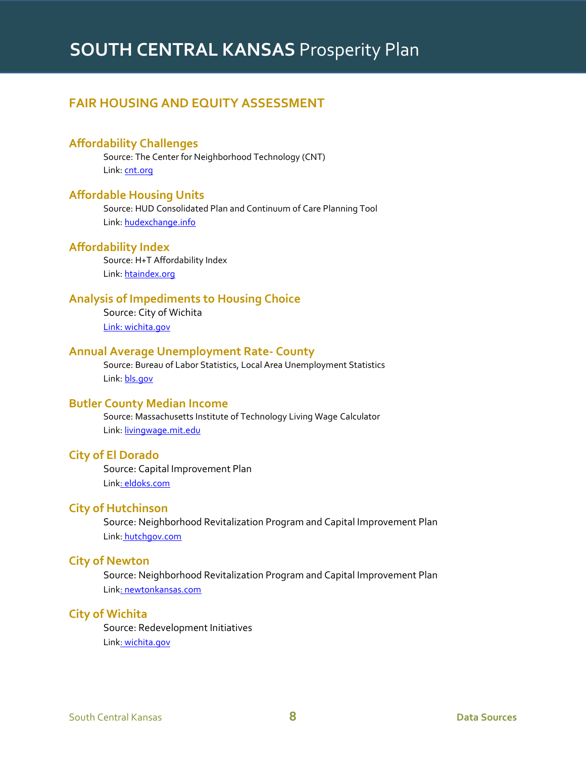## FAIR HOUSING AND EQUITY ASSESSMENT

### Affordability Challenges

Source: The Center for Neighborhood Technology (CNT)
Link: cnt.org

### Affordable Housing Units

Source: HUD Consolidated Plan and Continuum of Care Planning Tool
Link: hudexchange.info

### Affordability Index

Source: H+T Affordability Index
Link: htaindex.org

### Analysis of Impediments to Housing Choice

Source: City of Wichita
Link: wichita.gov

### Annual Average Unemployment Rate- County

Source: Bureau of Labor Statistics, Local Area Unemployment Statistics
Link: bls.gov

### Butler County Median Income

Source: Massachusetts Institute of Technology Living Wage Calculator
Link: livingwage.mit.edu

### City of El Dorado

Source: Capital Improvement Plan
Link: eldoks.com

### City of Hutchinson

Source: Neighborhood Revitalization Program and Capital Improvement Plan
Link: hutchgov.com

### City of Newton

Source: Neighborhood Revitalization Program and Capital Improvement Plan
Link: newtonkansas.com

### City of Wichita

Source: Redevelopment Initiatives
Link: wichita.gov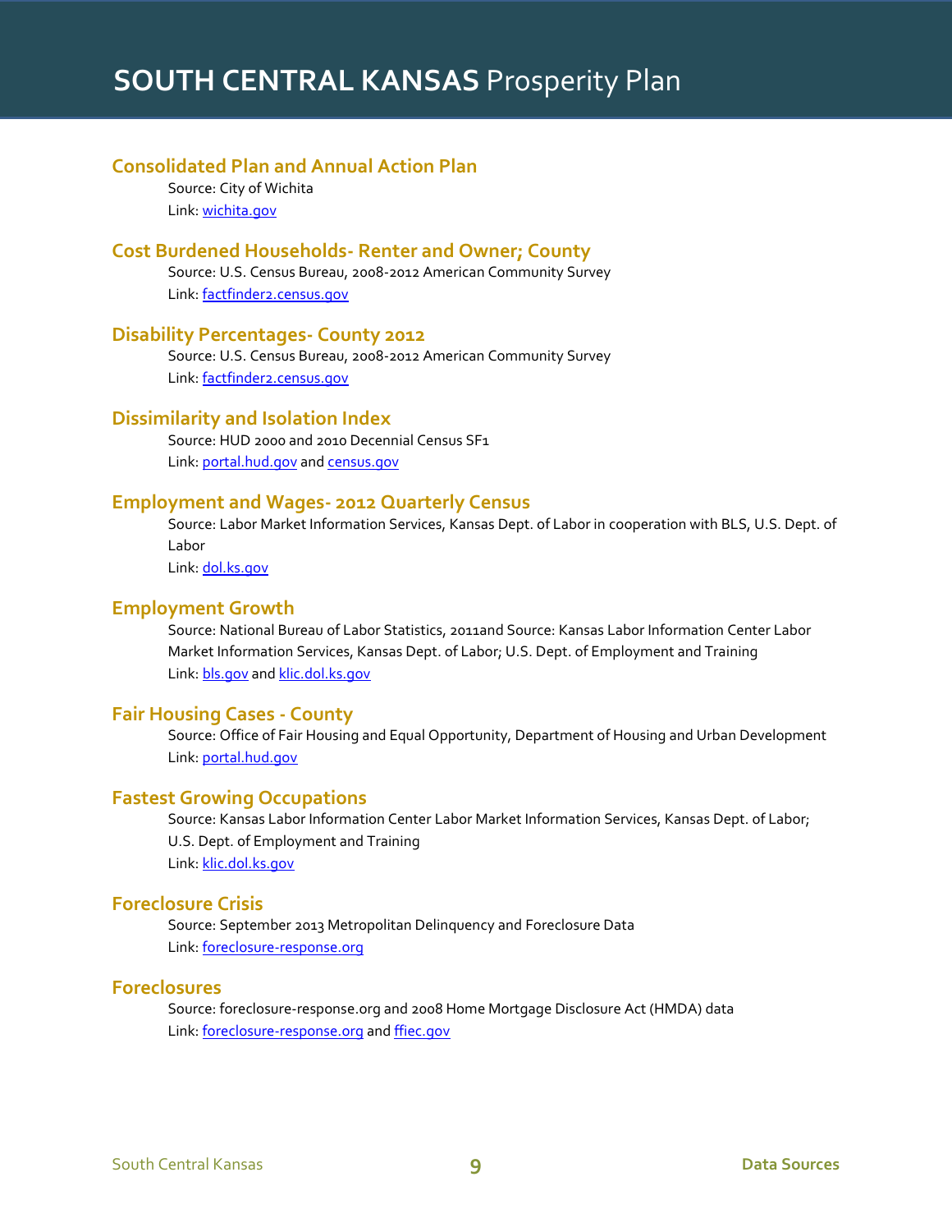## Consolidated Plan and Annual Action Plan

Source: City of Wichita

Link: wichita.gov

## Cost Burdened Households- Renter and Owner; County

Source: U.S. Census Bureau, 2008-2012 American Community Survey

Link: factfinder2.census.gov

## Disability Percentages- County 2012

Source: U.S. Census Bureau, 2008-2012 American Community Survey

Link: factfinder2.census.gov

## Dissimilarity and Isolation Index

Source: HUD 2000 and 2010 Decennial Census SF1

Link: portal.hud.gov and census.gov

## Employment and Wages- 2012 Quarterly Census

Source: Labor Market Information Services, Kansas Dept. of Labor in cooperation with BLS, U.S. Dept. of Labor

Link: dol.ks.gov

## Employment Growth

Source: National Bureau of Labor Statistics, 2011and Source: Kansas Labor Information Center Labor Market Information Services, Kansas Dept. of Labor; U.S. Dept. of Employment and Training

Link: bls.gov and klic.dol.ks.gov

## Fair Housing Cases - County

Source: Office of Fair Housing and Equal Opportunity, Department of Housing and Urban Development

Link: portal.hud.gov

## Fastest Growing Occupations

Source: Kansas Labor Information Center Labor Market Information Services, Kansas Dept. of Labor; U.S. Dept. of Employment and Training

Link: klic.dol.ks.gov

## Foreclosure Crisis

Source: September 2013 Metropolitan Delinquency and Foreclosure Data

Link: foreclosure-response.org

## Foreclosures

Source: foreclosure-response.org and 2008 Home Mortgage Disclosure Act (HMDA) data

Link: foreclosure-response.org and ffiec.gov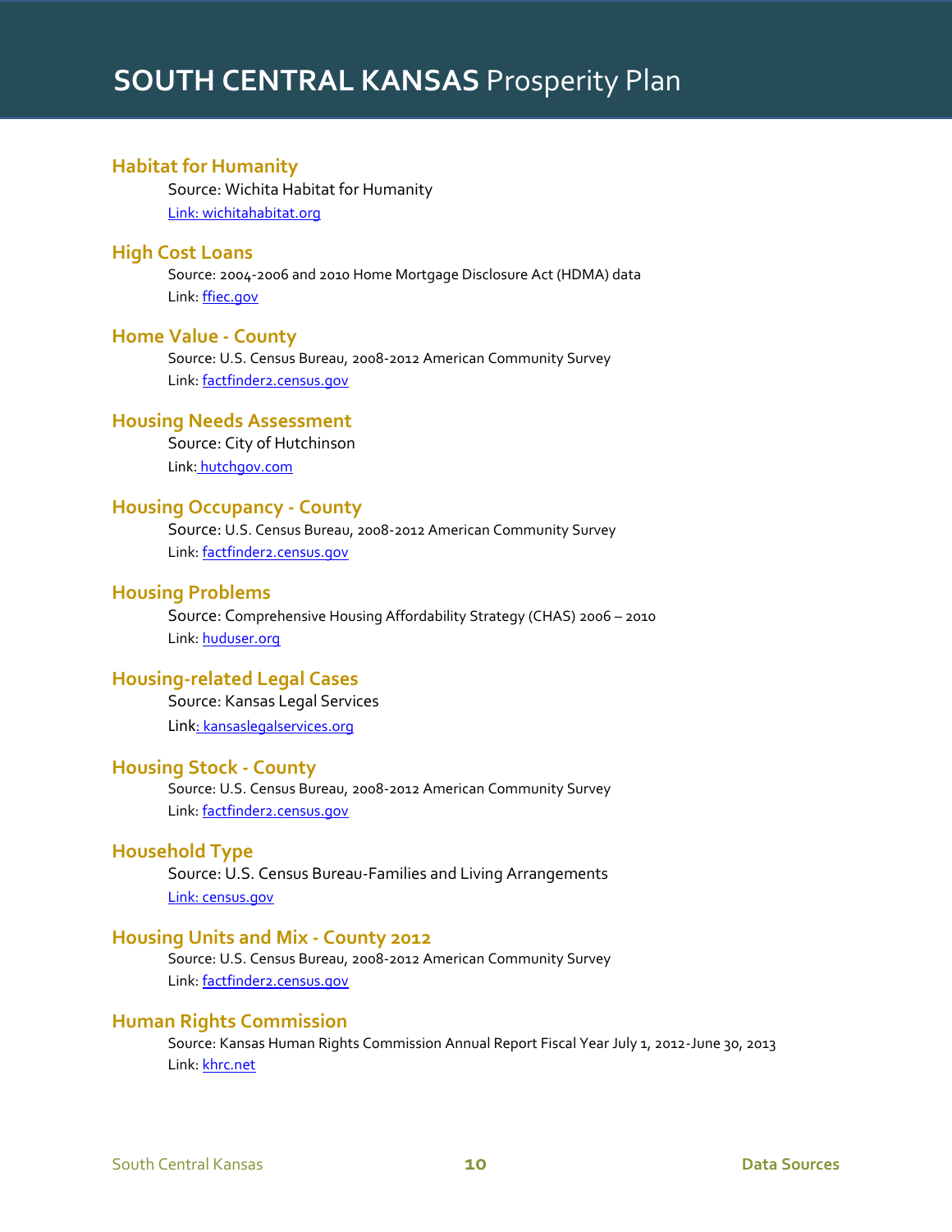### Habitat for Humanity

Source: Wichita Habitat for Humanity

Link: wichitahabitat.org

### High Cost Loans

Source: 2004-2006 and 2010 Home Mortgage Disclosure Act (HDMA) data

Link: ffiec.gov

### Home Value - County

Source: U.S. Census Bureau, 2008-2012 American Community Survey

Link: factfinder2.census.gov

### Housing Needs Assessment

Source: City of Hutchinson

Link: hutchgov.com

### Housing Occupancy - County

Source: U.S. Census Bureau, 2008-2012 American Community Survey

Link: factfinder2.census.gov

### Housing Problems

Source: Comprehensive Housing Affordability Strategy (CHAS) 2006 – 2010

Link: huduser.org

### Housing-related Legal Cases

Source: Kansas Legal Services

Link: kansaslegalservices.org

### Housing Stock - County

Source: U.S. Census Bureau, 2008-2012 American Community Survey

Link: factfinder2.census.gov

### Household Type

Source: U.S. Census Bureau-Families and Living Arrangements

Link: census.gov

### Housing Units and Mix - County 2012

Source: U.S. Census Bureau, 2008-2012 American Community Survey

Link: factfinder2.census.gov

### Human Rights Commission

Source: Kansas Human Rights Commission Annual Report Fiscal Year July 1, 2012-June 30, 2013

Link: khrc.net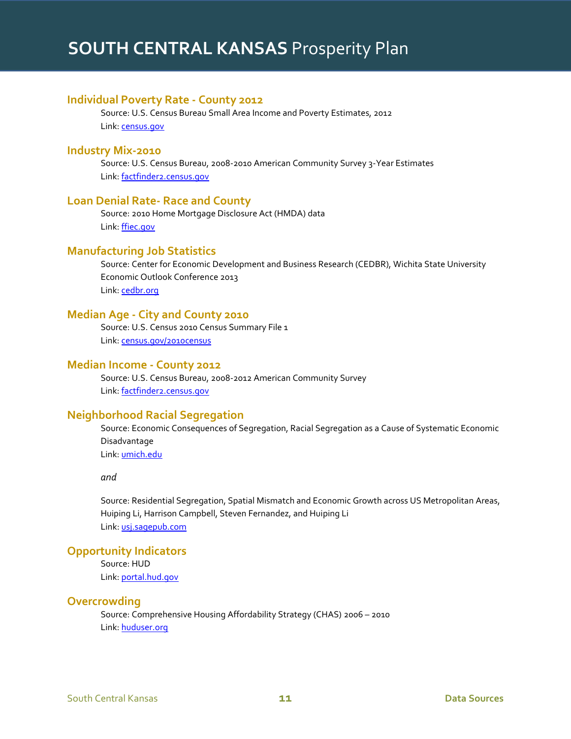### Individual Poverty Rate - County 2012

Source: U.S. Census Bureau Small Area Income and Poverty Estimates, 2012

Link: census.gov

### Industry Mix-2010

Source: U.S. Census Bureau, 2008-2010 American Community Survey 3-Year Estimates

Link: factfinder2.census.gov

### Loan Denial Rate- Race and County

Source: 2010 Home Mortgage Disclosure Act (HMDA) data

Link: ffiec.gov

### Manufacturing Job Statistics

Source: Center for Economic Development and Business Research (CEDBR), Wichita State University Economic Outlook Conference 2013

Link: cedbr.org

### Median Age - City and County 2010

Source: U.S. Census 2010 Census Summary File 1

Link: census.gov/2010census

### Median Income - County 2012

Source: U.S. Census Bureau, 2008-2012 American Community Survey

Link: factfinder2.census.gov

### Neighborhood Racial Segregation

Source: Economic Consequences of Segregation, Racial Segregation as a Cause of Systematic Economic Disadvantage

Link: umich.edu

*and*

Source: Residential Segregation, Spatial Mismatch and Economic Growth across US Metropolitan Areas, Huiping Li, Harrison Campbell, Steven Fernandez, and Huiping Li

Link: usj.sagepub.com

### Opportunity Indicators

Source: HUD

Link: portal.hud.gov

### Overcrowding

Source: Comprehensive Housing Affordability Strategy (CHAS) 2006 – 2010

Link: huduser.org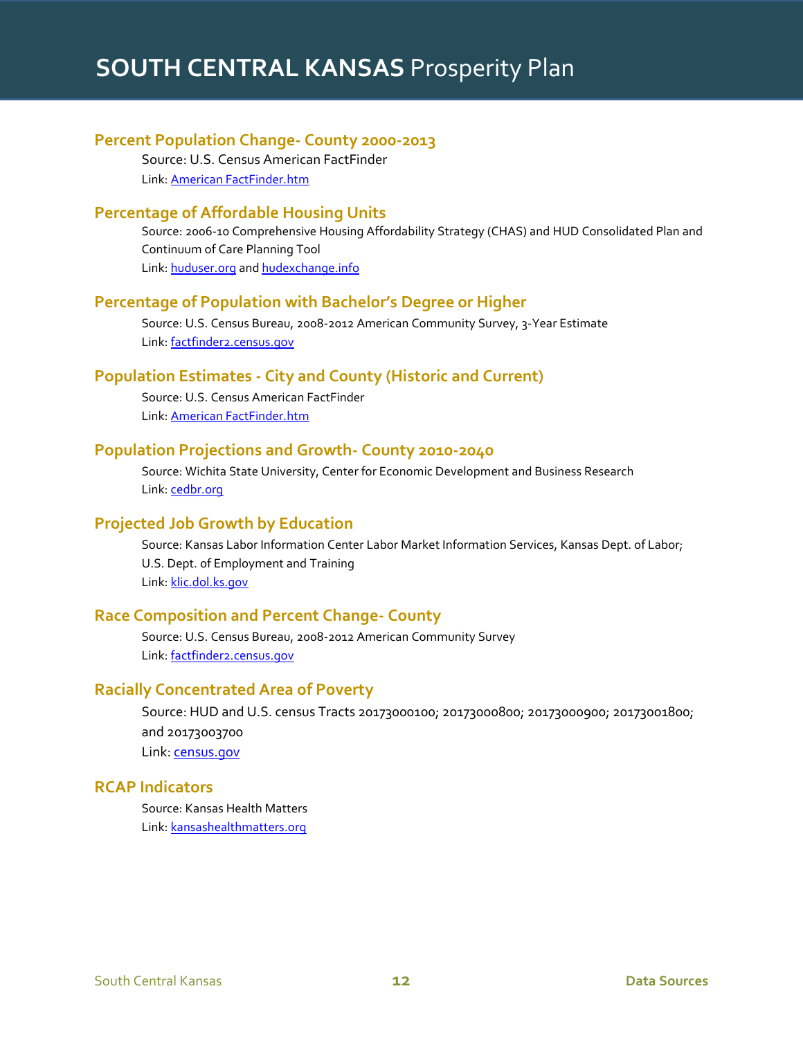### Percent Population Change- County 2000-2013

Source: U.S. Census American FactFinder
Link: American FactFinder.htm

### Percentage of Affordable Housing Units

Source: 2006-10 Comprehensive Housing Affordability Strategy (CHAS) and HUD Consolidated Plan and Continuum of Care Planning Tool
Link: huduser.org and hudexchange.info

### Percentage of Population with Bachelor's Degree or Higher

Source: U.S. Census Bureau, 2008-2012 American Community Survey, 3-Year Estimate
Link: factfinder2.census.gov

### Population Estimates - City and County (Historic and Current)

Source: U.S. Census American FactFinder
Link: American FactFinder.htm

### Population Projections and Growth- County 2010-2040

Source: Wichita State University, Center for Economic Development and Business Research
Link: cedbr.org

### Projected Job Growth by Education

Source: Kansas Labor Information Center Labor Market Information Services, Kansas Dept. of Labor; U.S. Dept. of Employment and Training
Link: klic.dol.ks.gov

### Race Composition and Percent Change- County

Source: U.S. Census Bureau, 2008-2012 American Community Survey
Link: factfinder2.census.gov

### Racially Concentrated Area of Poverty

Source: HUD and U.S. census Tracts 20173000100; 20173000800; 20173000900; 20173001800; and 20173003700
Link: census.gov

### RCAP Indicators

Source: Kansas Health Matters
Link: kansashealthmatters.org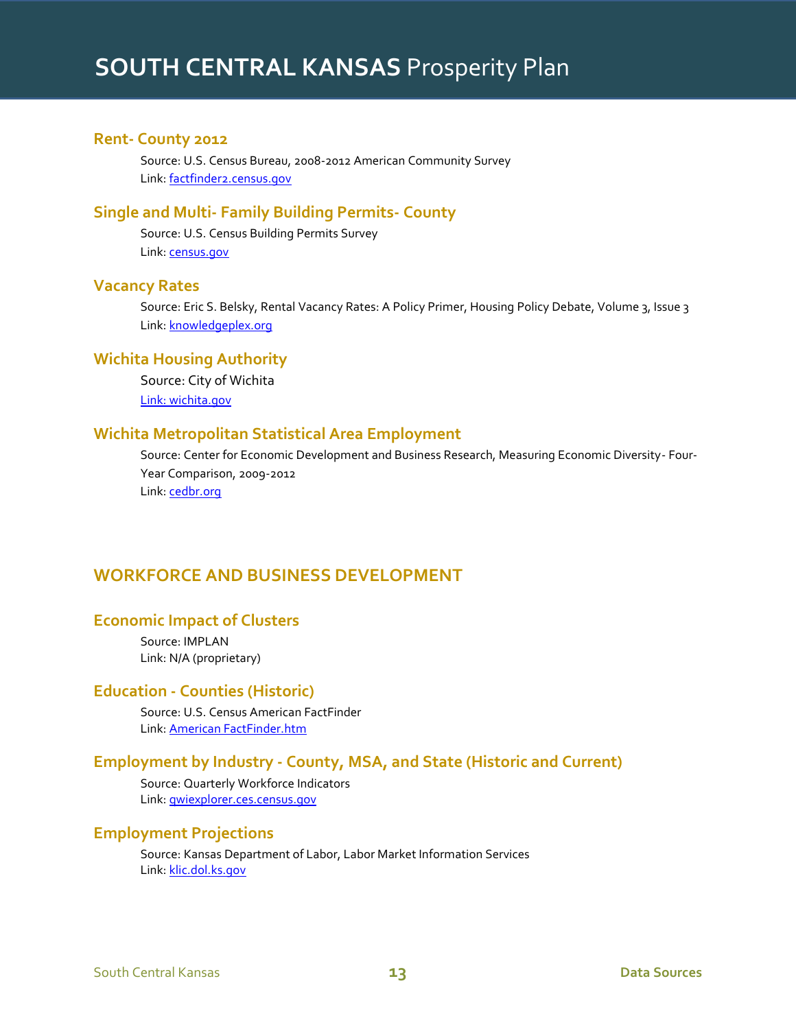### Rent- County 2012

Source: U.S. Census Bureau, 2008-2012 American Community Survey
Link: factfinder2.census.gov

### Single and Multi- Family Building Permits- County

Source: U.S. Census Building Permits Survey
Link: census.gov

### Vacancy Rates

Source: Eric S. Belsky, Rental Vacancy Rates: A Policy Primer, Housing Policy Debate, Volume 3, Issue 3
Link: knowledgeplex.org

### Wichita Housing Authority

Source: City of Wichita
Link: wichita.gov

### Wichita Metropolitan Statistical Area Employment

Source: Center for Economic Development and Business Research, Measuring Economic Diversity- Four-Year Comparison, 2009-2012
Link: cedbr.org

## WORKFORCE AND BUSINESS DEVELOPMENT

### Economic Impact of Clusters

Source: IMPLAN
Link: N/A (proprietary)

### Education - Counties (Historic)

Source: U.S. Census American FactFinder
Link: American FactFinder.htm

### Employment by Industry - County, MSA, and State (Historic and Current)

Source: Quarterly Workforce Indicators
Link: qwiexplorer.ces.census.gov

### Employment Projections

Source: Kansas Department of Labor, Labor Market Information Services
Link: klic.dol.ks.gov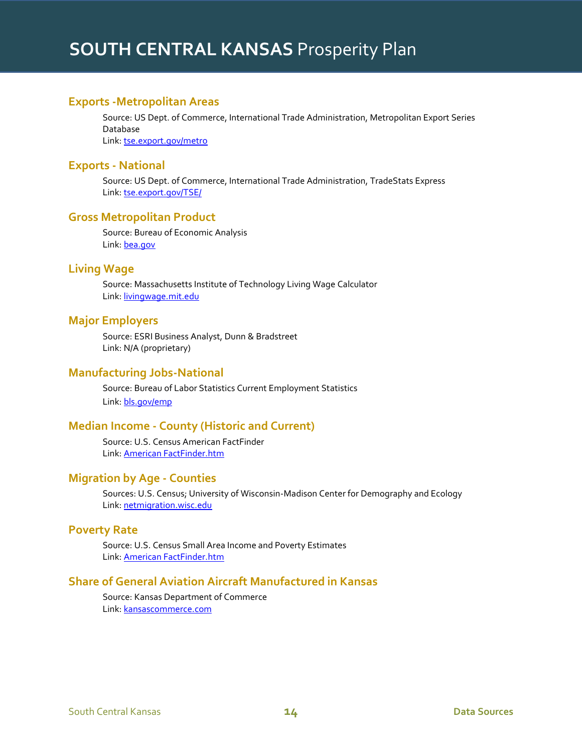### Exports -Metropolitan Areas

Source: US Dept. of Commerce, International Trade Administration, Metropolitan Export Series Database
Link: tse.export.gov/metro

### Exports - National

Source: US Dept. of Commerce, International Trade Administration, TradeStats Express
Link: tse.export.gov/TSE/

### Gross Metropolitan Product

Source: Bureau of Economic Analysis
Link: bea.gov

### Living Wage

Source: Massachusetts Institute of Technology Living Wage Calculator
Link: livingwage.mit.edu

### Major Employers

Source: ESRI Business Analyst, Dunn & Bradstreet
Link: N/A (proprietary)

### Manufacturing Jobs-National

Source: Bureau of Labor Statistics Current Employment Statistics
Link: bls.gov/emp

### Median Income - County (Historic and Current)

Source: U.S. Census American FactFinder
Link: American FactFinder.htm

### Migration by Age - Counties

Sources: U.S. Census; University of Wisconsin-Madison Center for Demography and Ecology
Link: netmigration.wisc.edu

### Poverty Rate

Source: U.S. Census Small Area Income and Poverty Estimates
Link: American FactFinder.htm

### Share of General Aviation Aircraft Manufactured in Kansas

Source: Kansas Department of Commerce
Link: kansascommerce.com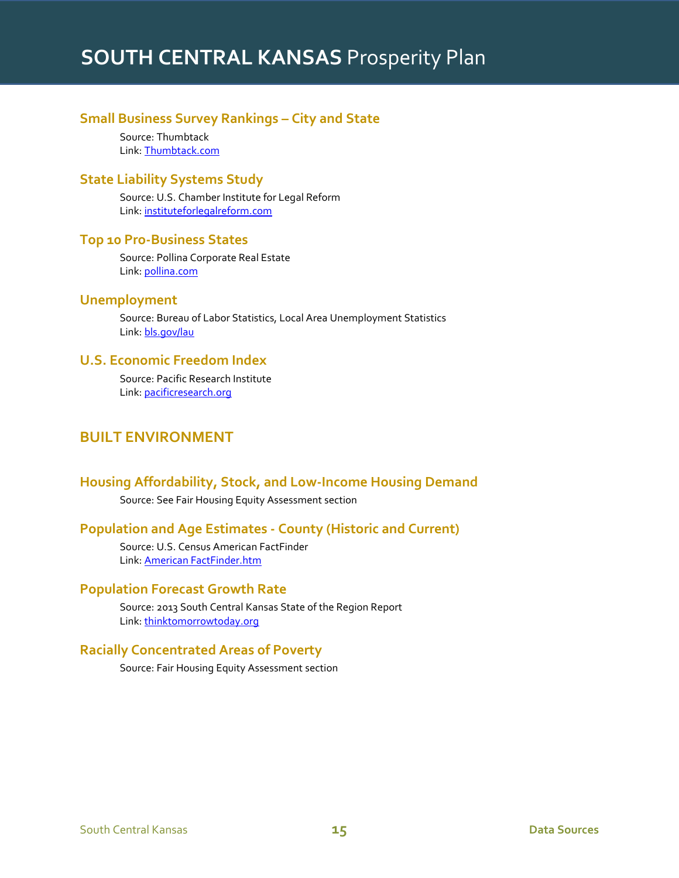### Small Business Survey Rankings – City and State

Source: Thumbtack
Link: Thumbtack.com

### State Liability Systems Study

Source: U.S. Chamber Institute for Legal Reform
Link: instituteforlegalreform.com

### Top 10 Pro-Business States

Source: Pollina Corporate Real Estate
Link: pollina.com

### Unemployment

Source: Bureau of Labor Statistics, Local Area Unemployment Statistics
Link: bls.gov/lau

### U.S. Economic Freedom Index

Source: Pacific Research Institute
Link: pacificresearch.org

## BUILT ENVIRONMENT

### Housing Affordability, Stock, and Low-Income Housing Demand

Source: See Fair Housing Equity Assessment section

### Population and Age Estimates - County (Historic and Current)

Source: U.S. Census American FactFinder
Link: American FactFinder.htm

### Population Forecast Growth Rate

Source: 2013 South Central Kansas State of the Region Report
Link: thinktomorrowtoday.org

### Racially Concentrated Areas of Poverty

Source: Fair Housing Equity Assessment section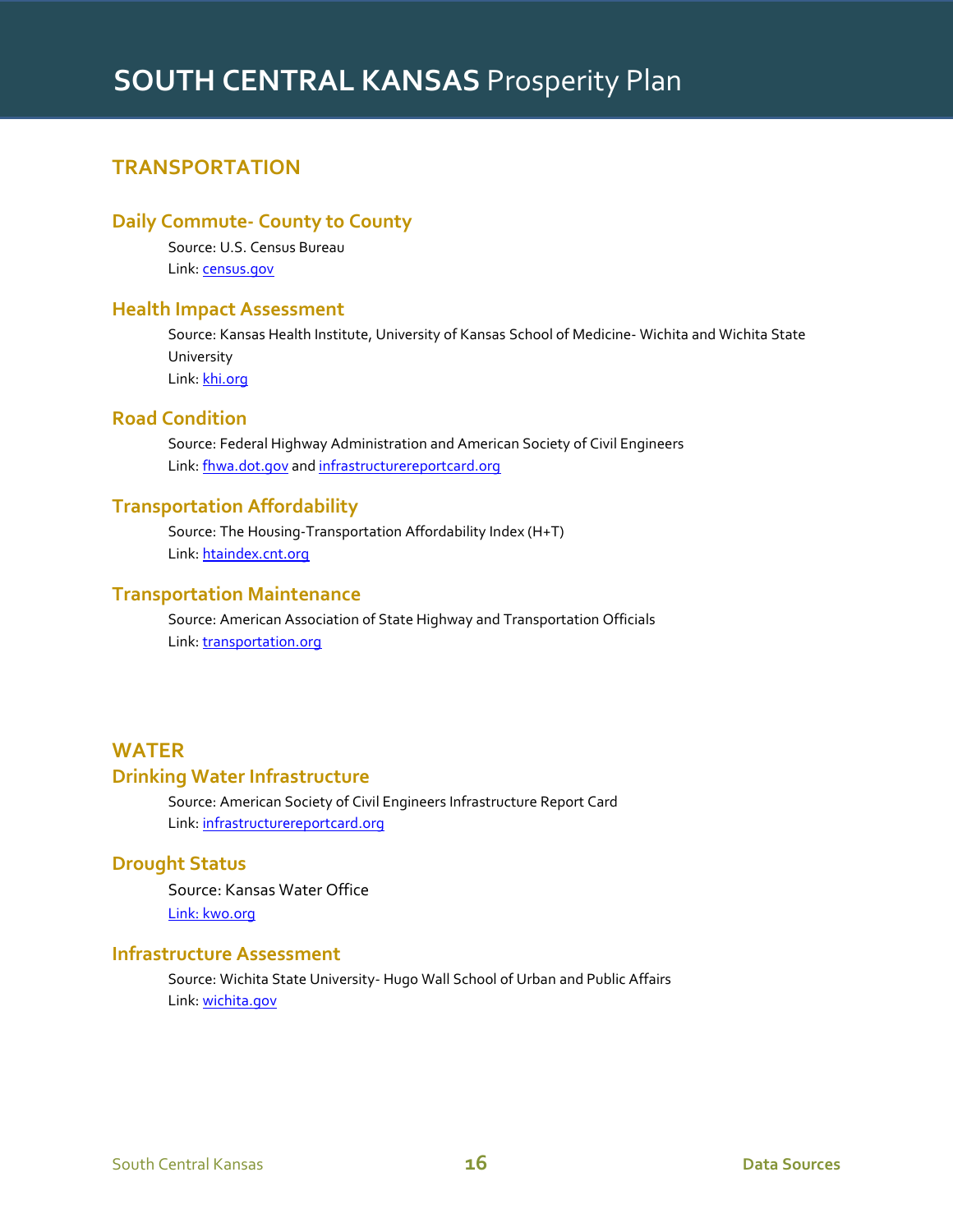## TRANSPORTATION

### Daily Commute- County to County

Source: U.S. Census Bureau
Link: census.gov

### Health Impact Assessment

Source: Kansas Health Institute, University of Kansas School of Medicine- Wichita and Wichita State University
Link: khi.org

### Road Condition

Source: Federal Highway Administration and American Society of Civil Engineers
Link: fhwa.dot.gov and infrastructurereportcard.org

### Transportation Affordability

Source: The Housing-Transportation Affordability Index (H+T)
Link: htaindex.cnt.org

### Transportation Maintenance

Source: American Association of State Highway and Transportation Officials
Link: transportation.org

## WATER

### Drinking Water Infrastructure

Source: American Society of Civil Engineers Infrastructure Report Card
Link: infrastructurereportcard.org

### Drought Status

Source: Kansas Water Office
Link: kwo.org

### Infrastructure Assessment

Source: Wichita State University- Hugo Wall School of Urban and Public Affairs
Link: wichita.gov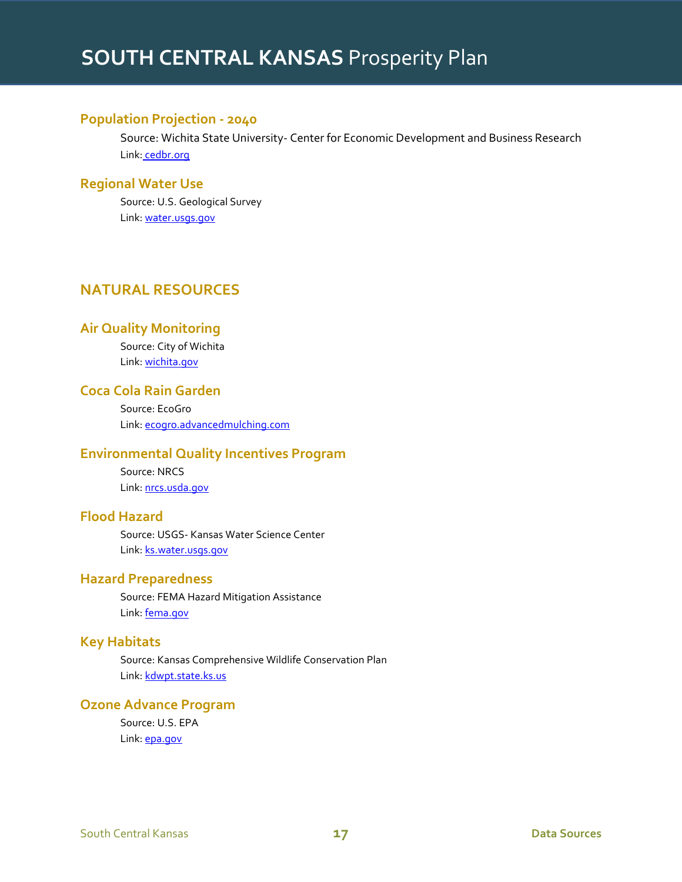### Population Projection - 2040

Source: Wichita State University- Center for Economic Development and Business Research

Link: cedbr.org

### Regional Water Use

Source: U.S. Geological Survey

Link: water.usgs.gov

## NATURAL RESOURCES

### Air Quality Monitoring

Source: City of Wichita

Link: wichita.gov

### Coca Cola Rain Garden

Source: EcoGro

Link: ecogro.advancedmulching.com

### Environmental Quality Incentives Program

Source: NRCS

Link: nrcs.usda.gov

### Flood Hazard

Source: USGS- Kansas Water Science Center

Link: ks.water.usgs.gov

### Hazard Preparedness

Source: FEMA Hazard Mitigation Assistance

Link: fema.gov

### Key Habitats

Source: Kansas Comprehensive Wildlife Conservation Plan

Link: kdwpt.state.ks.us

### Ozone Advance Program

Source: U.S. EPA

Link: epa.gov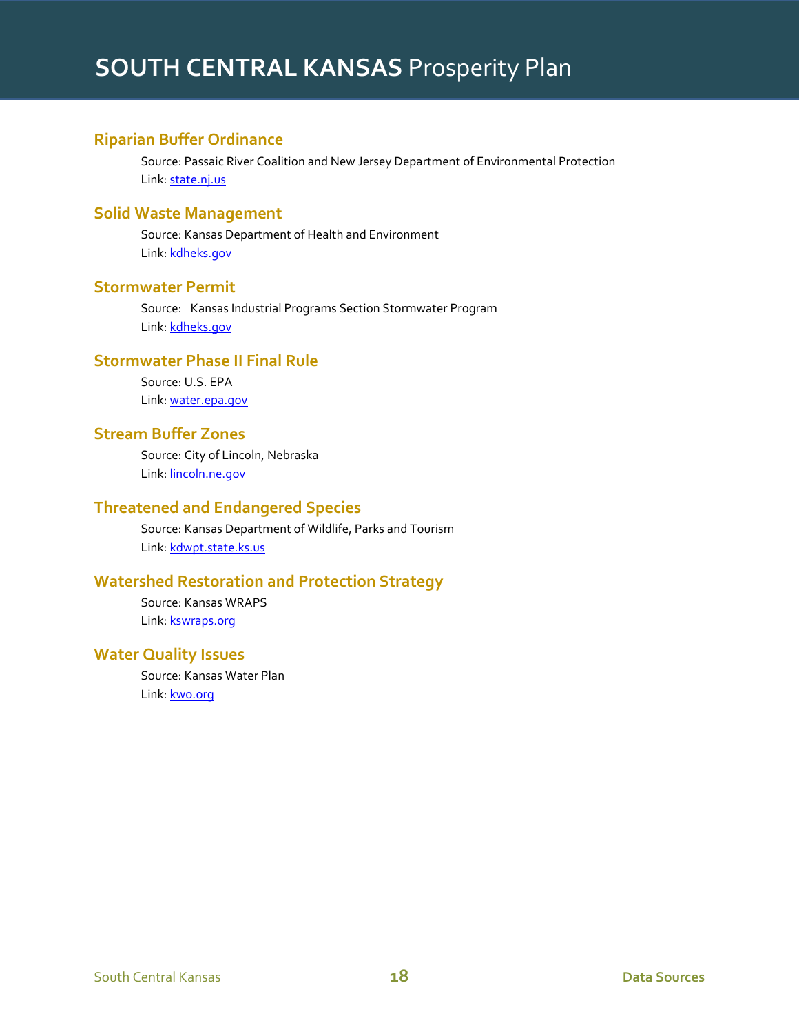## Riparian Buffer Ordinance

Source: Passaic River Coalition and New Jersey Department of Environmental Protection
Link: state.nj.us

## Solid Waste Management

Source: Kansas Department of Health and Environment
Link: kdheks.gov

## Stormwater Permit

Source: Kansas Industrial Programs Section Stormwater Program
Link: kdheks.gov

## Stormwater Phase II Final Rule

Source: U.S. EPA
Link: water.epa.gov

## Stream Buffer Zones

Source: City of Lincoln, Nebraska
Link: lincoln.ne.gov

## Threatened and Endangered Species

Source: Kansas Department of Wildlife, Parks and Tourism
Link: kdwpt.state.ks.us

## Watershed Restoration and Protection Strategy

Source: Kansas WRAPS
Link: kswraps.org

## Water Quality Issues

Source: Kansas Water Plan
Link: kwo.org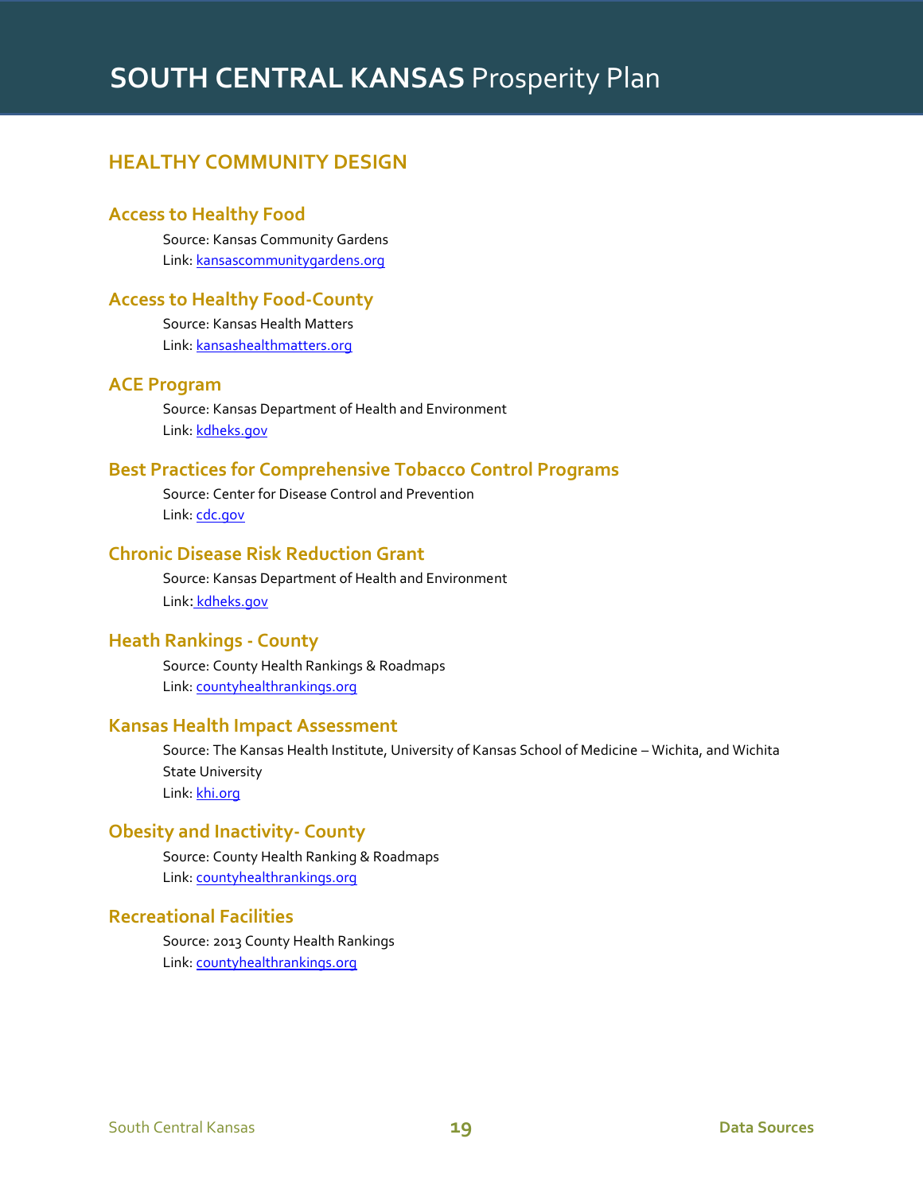## HEALTHY COMMUNITY DESIGN

### Access to Healthy Food

Source: Kansas Community Gardens
Link: kansascommunitygardens.org

### Access to Healthy Food-County

Source: Kansas Health Matters
Link: kansashealthmatters.org

### ACE Program

Source: Kansas Department of Health and Environment
Link: kdheks.gov

### Best Practices for Comprehensive Tobacco Control Programs

Source: Center for Disease Control and Prevention
Link: cdc.gov

### Chronic Disease Risk Reduction Grant

Source: Kansas Department of Health and Environment
Link: kdheks.gov

### Heath Rankings - County

Source: County Health Rankings & Roadmaps
Link: countyhealthrankings.org

### Kansas Health Impact Assessment

Source: The Kansas Health Institute, University of Kansas School of Medicine – Wichita, and Wichita State University
Link: khi.org

### Obesity and Inactivity- County

Source: County Health Ranking & Roadmaps
Link: countyhealthrankings.org

### Recreational Facilities

Source: 2013 County Health Rankings
Link: countyhealthrankings.org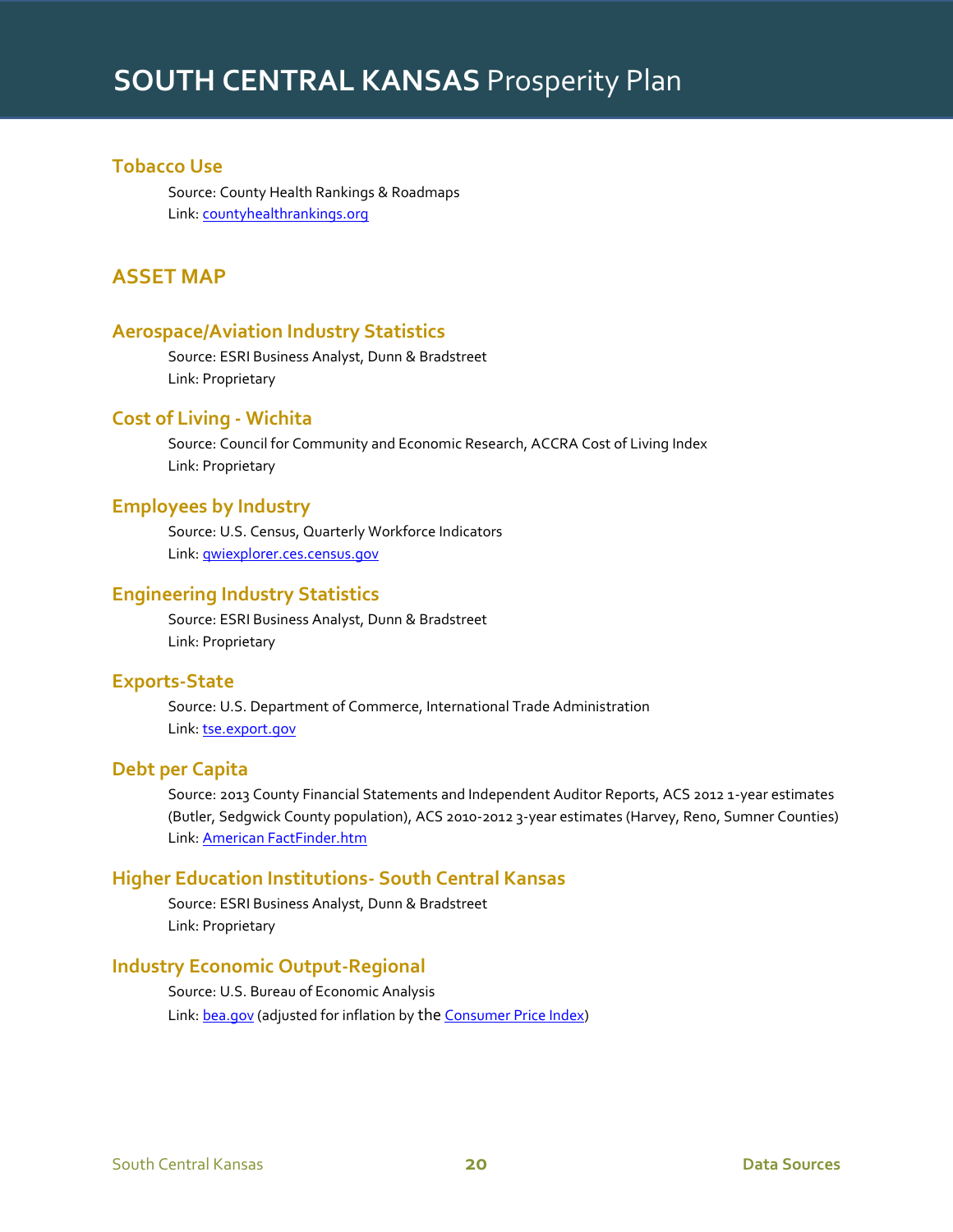### Tobacco Use

Source: County Health Rankings & Roadmaps
Link: countyhealthrankings.org

## ASSET MAP

### Aerospace/Aviation Industry Statistics

Source: ESRI Business Analyst, Dunn & Bradstreet
Link: Proprietary

### Cost of Living - Wichita

Source: Council for Community and Economic Research, ACCRA Cost of Living Index
Link: Proprietary

### Employees by Industry

Source: U.S. Census, Quarterly Workforce Indicators
Link: qwiexplorer.ces.census.gov

### Engineering Industry Statistics

Source: ESRI Business Analyst, Dunn & Bradstreet
Link: Proprietary

### Exports-State

Source: U.S. Department of Commerce, International Trade Administration
Link: tse.export.gov

### Debt per Capita

Source: 2013 County Financial Statements and Independent Auditor Reports, ACS 2012 1-year estimates (Butler, Sedgwick County population), ACS 2010-2012 3-year estimates (Harvey, Reno, Sumner Counties)
Link: American FactFinder.htm

### Higher Education Institutions- South Central Kansas

Source: ESRI Business Analyst, Dunn & Bradstreet
Link: Proprietary

### Industry Economic Output-Regional

Source: U.S. Bureau of Economic Analysis
Link: bea.gov (adjusted for inflation by the Consumer Price Index)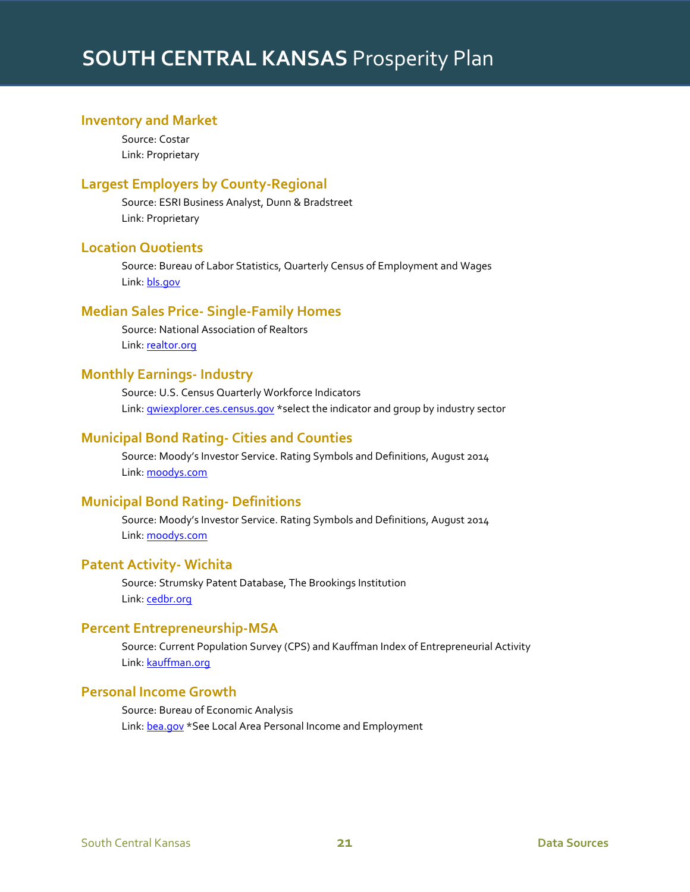## Inventory and Market

Source: Costar
Link: Proprietary

## Largest Employers by County-Regional

Source: ESRI Business Analyst, Dunn & Bradstreet
Link: Proprietary

## Location Quotients

Source: Bureau of Labor Statistics, Quarterly Census of Employment and Wages
Link: bls.gov

## Median Sales Price- Single-Family Homes

Source: National Association of Realtors
Link: realtor.org

## Monthly Earnings- Industry

Source: U.S. Census Quarterly Workforce Indicators
Link: qwiexplorer.ces.census.gov *select the indicator and group by industry sector

## Municipal Bond Rating- Cities and Counties

Source: Moody's Investor Service. Rating Symbols and Definitions, August 2014
Link: moodys.com

## Municipal Bond Rating- Definitions

Source: Moody's Investor Service. Rating Symbols and Definitions, August 2014
Link: moodys.com

## Patent Activity- Wichita

Source: Strumsky Patent Database, The Brookings Institution
Link: cedbr.org

## Percent Entrepreneurship-MSA

Source: Current Population Survey (CPS) and Kauffman Index of Entrepreneurial Activity
Link: kauffman.org

## Personal Income Growth

Source: Bureau of Economic Analysis
Link: bea.gov *See Local Area Personal Income and Employment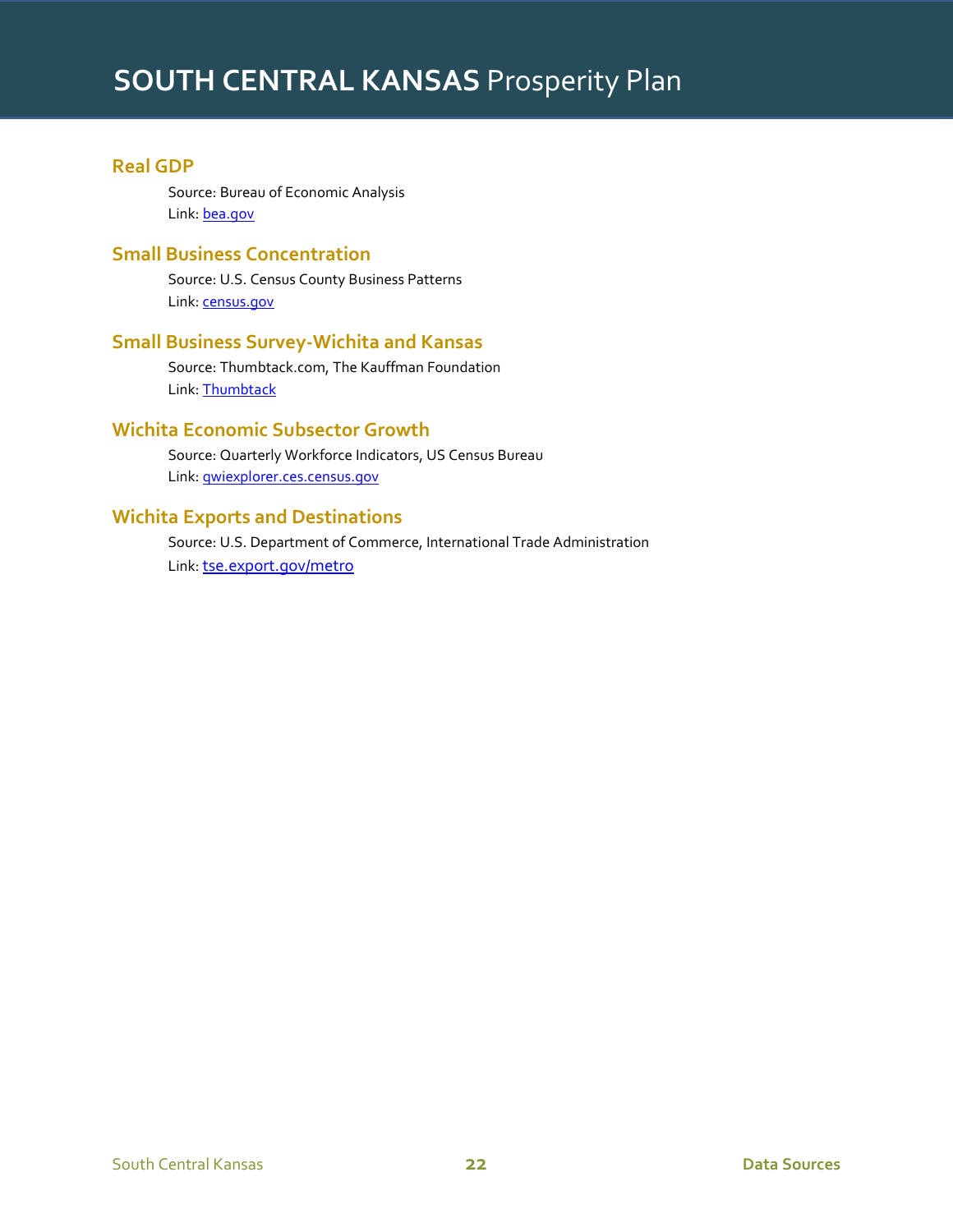## Real GDP

Source: Bureau of Economic Analysis
Link: bea.gov

## Small Business Concentration

Source: U.S. Census County Business Patterns
Link: census.gov

## Small Business Survey-Wichita and Kansas

Source: Thumbtack.com, The Kauffman Foundation
Link: Thumbtack

## Wichita Economic Subsector Growth

Source: Quarterly Workforce Indicators, US Census Bureau
Link: qwiexplorer.ces.census.gov

## Wichita Exports and Destinations

Source: U.S. Department of Commerce, International Trade Administration
Link: tse.export.gov/metro